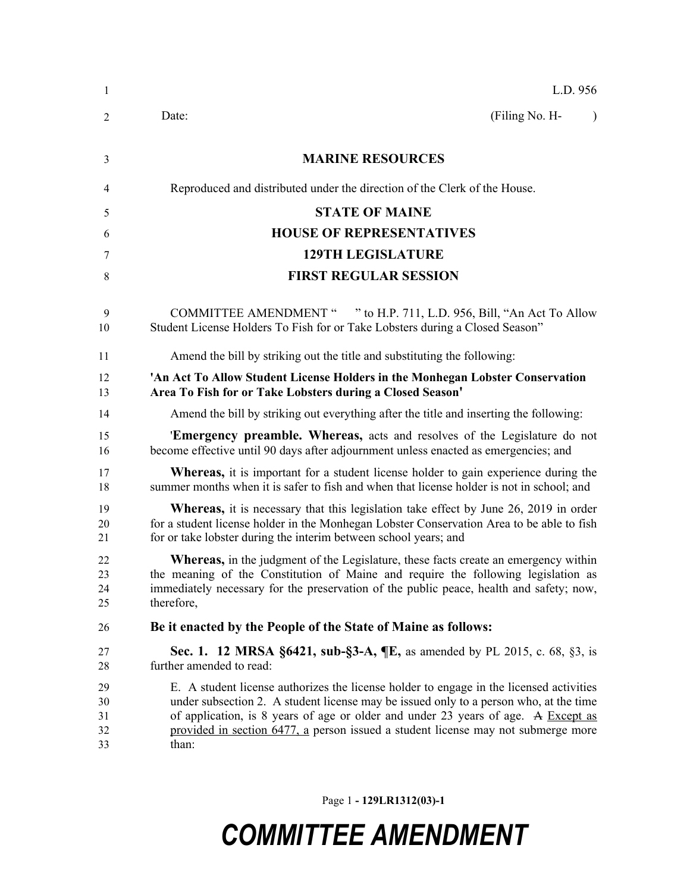L.D. 956

Date: (Filing No. H- )

**MARINE RESOURCES**

Reproduced and distributed under the direction of the Clerk of the House.

**STATE OF MAINE**

**HOUSE OF REPRESENTATIVES**

**129TH LEGISLATURE**

**FIRST REGULAR SESSION**

COMMITTEE AMENDMENT " " to H.P. 711, L.D. 956, Bill, "An Act To Allow Student License Holders To Fish for or Take Lobsters during a Closed Season"

Amend the bill by striking out the title and substituting the following:

**'An Act To Allow Student License Holders in the Monhegan Lobster Conservation Area To Fish for or Take Lobsters during a Closed Season'**

Amend the bill by striking out everything after the title and inserting the following:

'**Emergency preamble. Whereas,** acts and resolves of the Legislature do not become effective until 90 days after adjournment unless enacted as emergencies; and

**Whereas,** it is important for a student license holder to gain experience during the summer months when it is safer to fish and when that license holder is not in school; and

**Whereas,** it is necessary that this legislation take effect by June 26, 2019 in order for a student license holder in the Monhegan Lobster Conservation Area to be able to fish for or take lobster during the interim between school years; and

**Whereas,** in the judgment of the Legislature, these facts create an emergency within the meaning of the Constitution of Maine and require the following legislation as immediately necessary for the preservation of the public peace, health and safety; now, therefore,

**Be it enacted by the People of the State of Maine as follows:**

**Sec. 1. 12 MRSA §6421, sub-§3-A, ¶E,** as amended by PL 2015, c. 68, §3, is further amended to read:

E. A student license authorizes the license holder to engage in the licensed activities under subsection 2. A student license may be issued only to a person who, at the time of application, is 8 years of age or older and under 23 years of age. ~~A~~ Except as provided in section 6477, a person issued a student license may not submerge more than: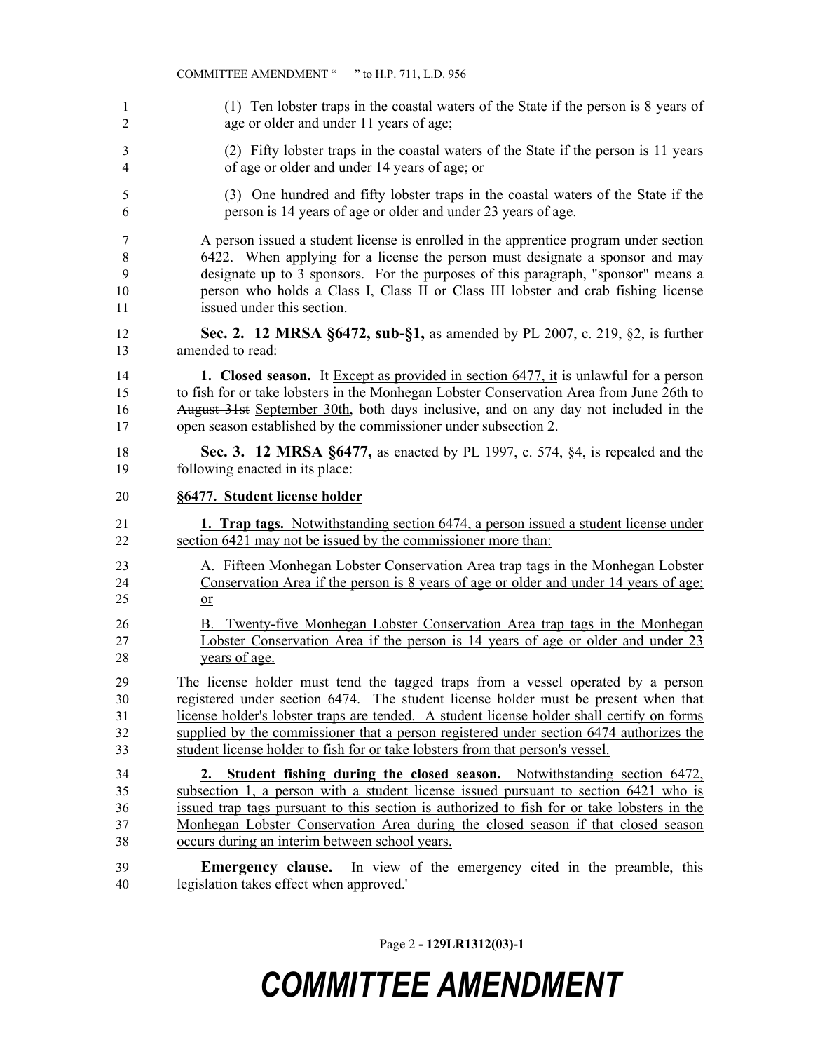(1) Ten lobster traps in the coastal waters of the State if the person is 8 years of age or older and under 11 years of age;

(2) Fifty lobster traps in the coastal waters of the State if the person is 11 years of age or older and under 14 years of age; or

(3) One hundred and fifty lobster traps in the coastal waters of the State if the person is 14 years of age or older and under 23 years of age.

A person issued a student license is enrolled in the apprentice program under section 6422. When applying for a license the person must designate a sponsor and may designate up to 3 sponsors. For the purposes of this paragraph, "sponsor" means a person who holds a Class I, Class II or Class III lobster and crab fishing license issued under this section.

**Sec. 2. 12 MRSA §6472, sub-§1,** as amended by PL 2007, c. 219, §2, is further amended to read:

**1. Closed season.** ~~It~~ Except as provided in section 6477, it is unlawful for a person to fish for or take lobsters in the Monhegan Lobster Conservation Area from June 26th to ~~August 31st~~ September 30th, both days inclusive, and on any day not included in the open season established by the commissioner under subsection 2.

**Sec. 3. 12 MRSA §6477,** as enacted by PL 1997, c. 574, §4, is repealed and the following enacted in its place:

**§6477. Student license holder**

**1. Trap tags.** Notwithstanding section 6474, a person issued a student license under section 6421 may not be issued by the commissioner more than:

A. Fifteen Monhegan Lobster Conservation Area trap tags in the Monhegan Lobster Conservation Area if the person is 8 years of age or older and under 14 years of age; or

B. Twenty-five Monhegan Lobster Conservation Area trap tags in the Monhegan Lobster Conservation Area if the person is 14 years of age or older and under 23 years of age.

The license holder must tend the tagged traps from a vessel operated by a person registered under section 6474. The student license holder must be present when that license holder's lobster traps are tended. A student license holder shall certify on forms supplied by the commissioner that a person registered under section 6474 authorizes the student license holder to fish for or take lobsters from that person's vessel.

**2. Student fishing during the closed season.** Notwithstanding section 6472, subsection 1, a person with a student license issued pursuant to section 6421 who is issued trap tags pursuant to this section is authorized to fish for or take lobsters in the Monhegan Lobster Conservation Area during the closed season if that closed season occurs during an interim between school years.

**Emergency clause.** In view of the emergency cited in the preamble, this legislation takes effect when approved.'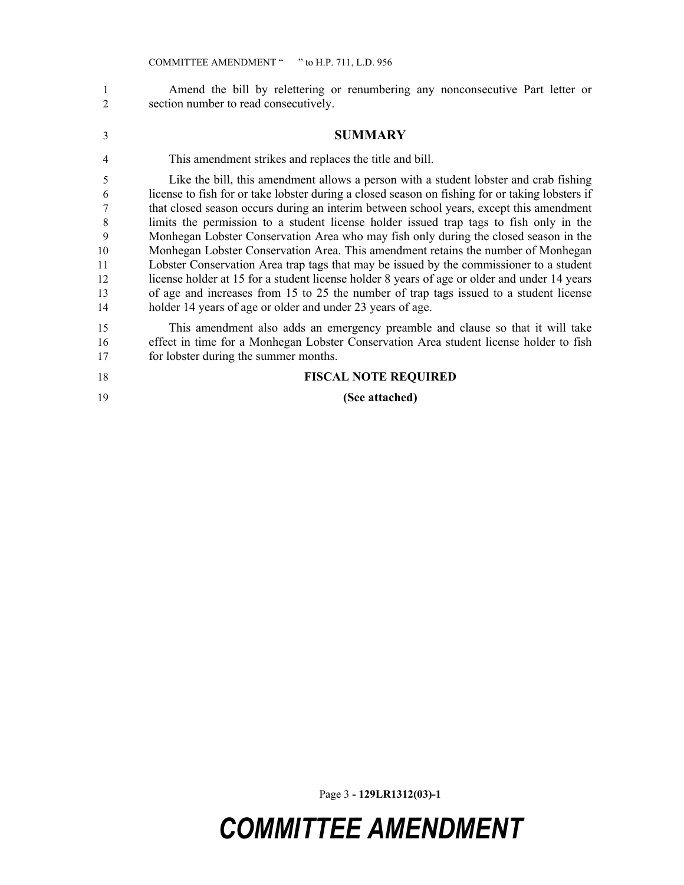Amend the bill by relettering or renumbering any nonconsecutive Part letter or section number to read consecutively.

## SUMMARY

This amendment strikes and replaces the title and bill.

Like the bill, this amendment allows a person with a student lobster and crab fishing license to fish for or take lobster during a closed season on fishing for or taking lobsters if that closed season occurs during an interim between school years, except this amendment limits the permission to a student license holder issued trap tags to fish only in the Monhegan Lobster Conservation Area who may fish only during the closed season in the Monhegan Lobster Conservation Area. This amendment retains the number of Monhegan Lobster Conservation Area trap tags that may be issued by the commissioner to a student license holder at 15 for a student license holder 8 years of age or older and under 14 years of age and increases from 15 to 25 the number of trap tags issued to a student license holder 14 years of age or older and under 23 years of age.

This amendment also adds an emergency preamble and clause so that it will take effect in time for a Monhegan Lobster Conservation Area student license holder to fish for lobster during the summer months.

**FISCAL NOTE REQUIRED**

**(See attached)**